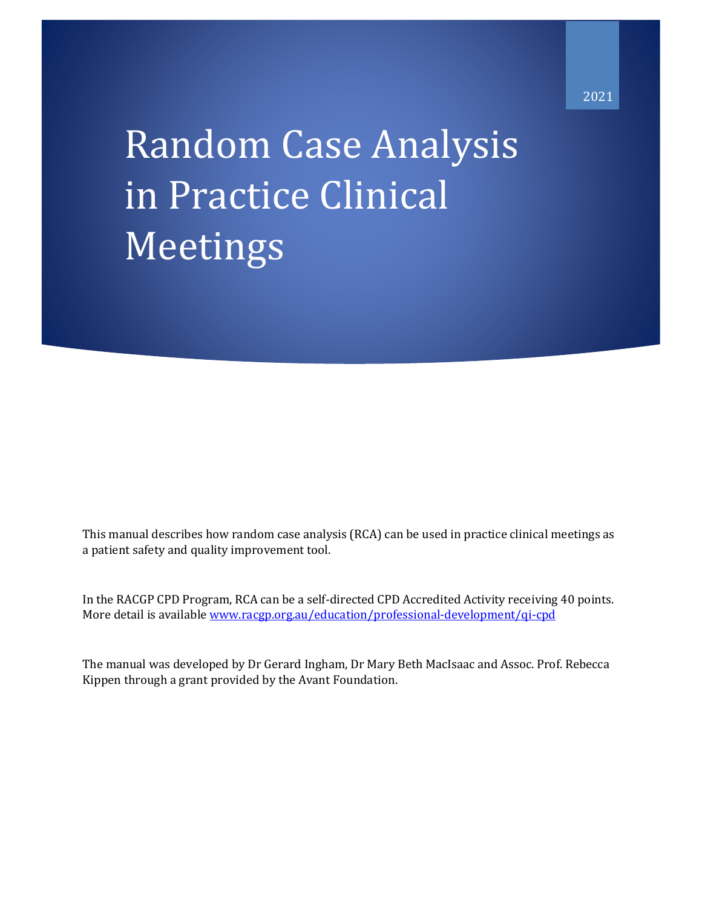2021

# Random Case Analysis in Practice Clinical Meetings

This manual describes how random case analysis (RCA) can be used in practice clinical meetings as a patient safety and quality improvement tool.

In the RACGP CPD Program, RCA can be a self-directed CPD Accredited Activity receiving 40 points. More detail is available [www.racgp.org.au/education/professional-development/qi-cpd](www.racgp.org.au/education/professional-development/qi-cpd)

The manual was developed by Dr Gerard Ingham, Dr Mary Beth MacIsaac and Assoc. Prof. Rebecca Kippen through a grant provided by the Avant Foundation.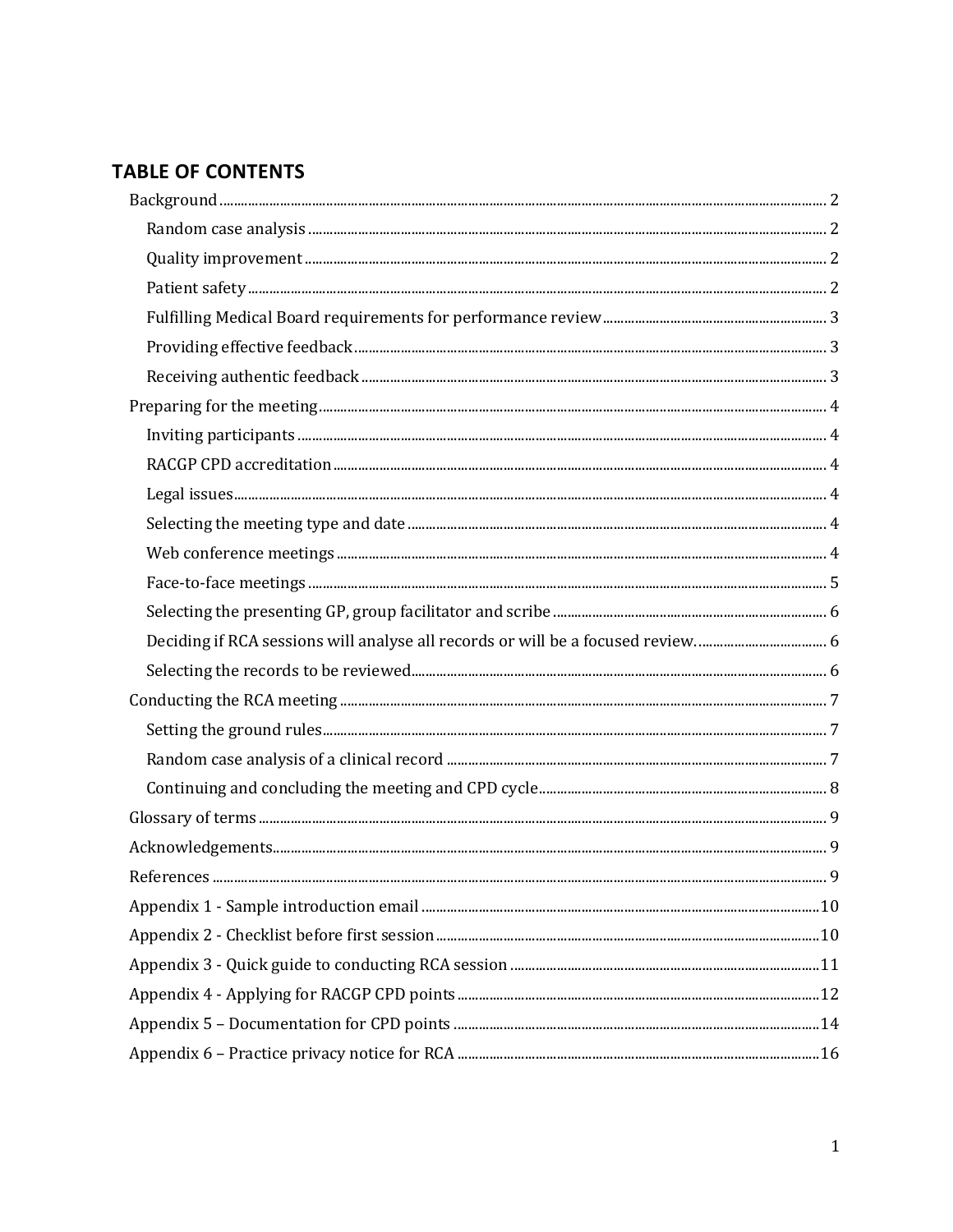## TABLE OF CONTENTS

- Background ..... 2
  - Random case analysis ..... 2
  - Quality improvement ..... 2
  - Patient safety ..... 2
  - Fulfilling Medical Board requirements for performance review ..... 3
  - Providing effective feedback ..... 3
  - Receiving authentic feedback ..... 3
- Preparing for the meeting ..... 4
  - Inviting participants ..... 4
  - RACGP CPD accreditation ..... 4
  - Legal issues ..... 4
  - Selecting the meeting type and date ..... 4
  - Web conference meetings ..... 4
  - Face-to-face meetings ..... 5
  - Selecting the presenting GP, group facilitator and scribe ..... 6
  - Deciding if RCA sessions will analyse all records or will be a focused review. ..... 6
  - Selecting the records to be reviewed ..... 6
- Conducting the RCA meeting ..... 7
  - Setting the ground rules ..... 7
  - Random case analysis of a clinical record ..... 7
  - Continuing and concluding the meeting and CPD cycle ..... 8
- Glossary of terms ..... 9
- Acknowledgements ..... 9
- References ..... 9
- Appendix 1 - Sample introduction email ..... 10
- Appendix 2 - Checklist before first session ..... 10
- Appendix 3 - Quick guide to conducting RCA session ..... 11
- Appendix 4 - Applying for RACGP CPD points ..... 12
- Appendix 5 – Documentation for CPD points ..... 14
- Appendix 6 – Practice privacy notice for RCA ..... 16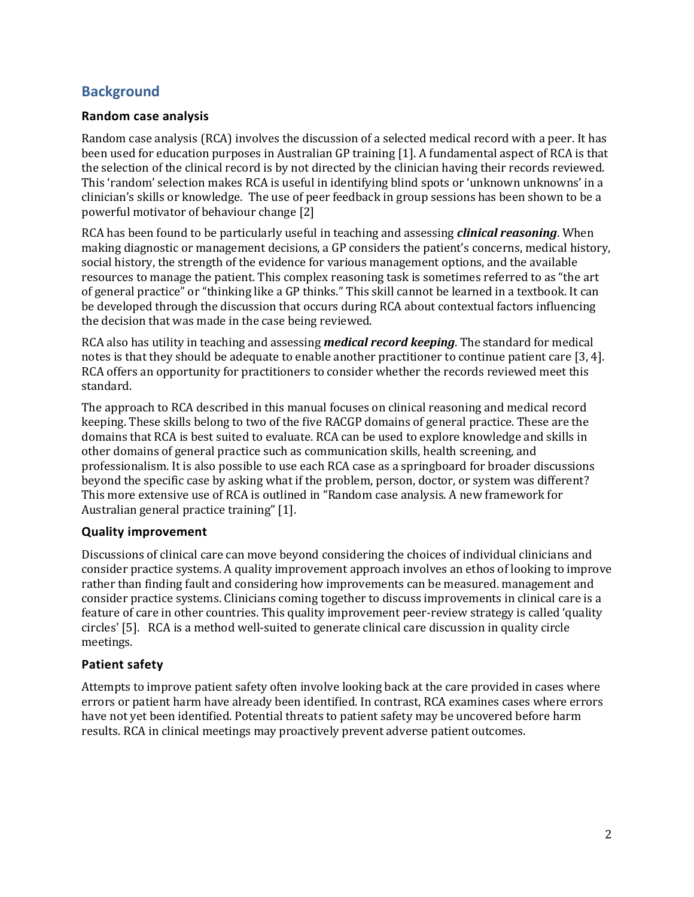## Background

### Random case analysis

Random case analysis (RCA) involves the discussion of a selected medical record with a peer. It has been used for education purposes in Australian GP training [1]. A fundamental aspect of RCA is that the selection of the clinical record is by not directed by the clinician having their records reviewed. This 'random' selection makes RCA is useful in identifying blind spots or 'unknown unknowns' in a clinician's skills or knowledge. The use of peer feedback in group sessions has been shown to be a powerful motivator of behaviour change [2]

RCA has been found to be particularly useful in teaching and assessing ***clinical reasoning***. When making diagnostic or management decisions, a GP considers the patient's concerns, medical history, social history, the strength of the evidence for various management options, and the available resources to manage the patient. This complex reasoning task is sometimes referred to as "the art of general practice" or "thinking like a GP thinks." This skill cannot be learned in a textbook. It can be developed through the discussion that occurs during RCA about contextual factors influencing the decision that was made in the case being reviewed.

RCA also has utility in teaching and assessing ***medical record keeping***. The standard for medical notes is that they should be adequate to enable another practitioner to continue patient care [3, 4]. RCA offers an opportunity for practitioners to consider whether the records reviewed meet this standard.

The approach to RCA described in this manual focuses on clinical reasoning and medical record keeping. These skills belong to two of the five RACGP domains of general practice. These are the domains that RCA is best suited to evaluate. RCA can be used to explore knowledge and skills in other domains of general practice such as communication skills, health screening, and professionalism. It is also possible to use each RCA case as a springboard for broader discussions beyond the specific case by asking what if the problem, person, doctor, or system was different? This more extensive use of RCA is outlined in "Random case analysis. A new framework for Australian general practice training" [1].

### Quality improvement

Discussions of clinical care can move beyond considering the choices of individual clinicians and consider practice systems. A quality improvement approach involves an ethos of looking to improve rather than finding fault and considering how improvements can be measured. management and consider practice systems. Clinicians coming together to discuss improvements in clinical care is a feature of care in other countries. This quality improvement peer-review strategy is called 'quality circles' [5]. RCA is a method well-suited to generate clinical care discussion in quality circle meetings.

### Patient safety

Attempts to improve patient safety often involve looking back at the care provided in cases where errors or patient harm have already been identified. In contrast, RCA examines cases where errors have not yet been identified. Potential threats to patient safety may be uncovered before harm results. RCA in clinical meetings may proactively prevent adverse patient outcomes.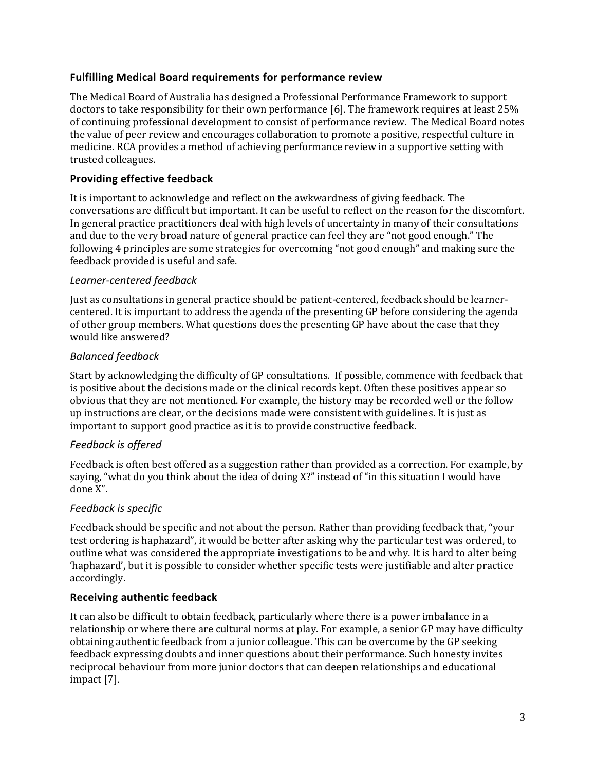## Fulfilling Medical Board requirements for performance review

The Medical Board of Australia has designed a Professional Performance Framework to support doctors to take responsibility for their own performance [6]. The framework requires at least 25% of continuing professional development to consist of performance review. The Medical Board notes the value of peer review and encourages collaboration to promote a positive, respectful culture in medicine. RCA provides a method of achieving performance review in a supportive setting with trusted colleagues.

## Providing effective feedback

It is important to acknowledge and reflect on the awkwardness of giving feedback. The conversations are difficult but important. It can be useful to reflect on the reason for the discomfort. In general practice practitioners deal with high levels of uncertainty in many of their consultations and due to the very broad nature of general practice can feel they are "not good enough." The following 4 principles are some strategies for overcoming "not good enough" and making sure the feedback provided is useful and safe.

### *Learner-centered feedback*

Just as consultations in general practice should be patient-centered, feedback should be learner-centered. It is important to address the agenda of the presenting GP before considering the agenda of other group members. What questions does the presenting GP have about the case that they would like answered?

### *Balanced feedback*

Start by acknowledging the difficulty of GP consultations. If possible, commence with feedback that is positive about the decisions made or the clinical records kept. Often these positives appear so obvious that they are not mentioned. For example, the history may be recorded well or the follow up instructions are clear, or the decisions made were consistent with guidelines. It is just as important to support good practice as it is to provide constructive feedback.

### *Feedback is offered*

Feedback is often best offered as a suggestion rather than provided as a correction. For example, by saying, "what do you think about the idea of doing X?" instead of "in this situation I would have done X".

### *Feedback is specific*

Feedback should be specific and not about the person. Rather than providing feedback that, "your test ordering is haphazard", it would be better after asking why the particular test was ordered, to outline what was considered the appropriate investigations to be and why. It is hard to alter being 'haphazard', but it is possible to consider whether specific tests were justifiable and alter practice accordingly.

## Receiving authentic feedback

It can also be difficult to obtain feedback, particularly where there is a power imbalance in a relationship or where there are cultural norms at play. For example, a senior GP may have difficulty obtaining authentic feedback from a junior colleague. This can be overcome by the GP seeking feedback expressing doubts and inner questions about their performance. Such honesty invites reciprocal behaviour from more junior doctors that can deepen relationships and educational impact [7].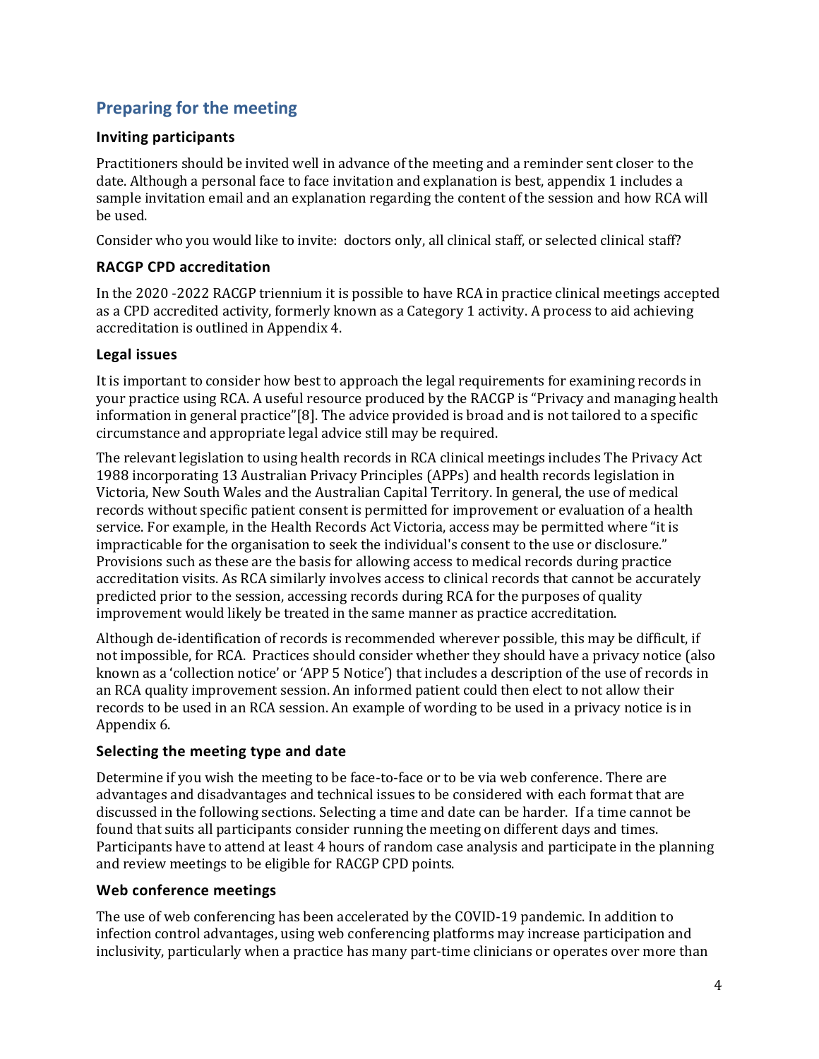## Preparing for the meeting

### Inviting participants

Practitioners should be invited well in advance of the meeting and a reminder sent closer to the date. Although a personal face to face invitation and explanation is best, appendix 1 includes a sample invitation email and an explanation regarding the content of the session and how RCA will be used.

Consider who you would like to invite: doctors only, all clinical staff, or selected clinical staff?

### RACGP CPD accreditation

In the 2020 -2022 RACGP triennium it is possible to have RCA in practice clinical meetings accepted as a CPD accredited activity, formerly known as a Category 1 activity. A process to aid achieving accreditation is outlined in Appendix 4.

### Legal issues

It is important to consider how best to approach the legal requirements for examining records in your practice using RCA. A useful resource produced by the RACGP is "Privacy and managing health information in general practice"[8]. The advice provided is broad and is not tailored to a specific circumstance and appropriate legal advice still may be required.

The relevant legislation to using health records in RCA clinical meetings includes The Privacy Act 1988 incorporating 13 Australian Privacy Principles (APPs) and health records legislation in Victoria, New South Wales and the Australian Capital Territory. In general, the use of medical records without specific patient consent is permitted for improvement or evaluation of a health service. For example, in the Health Records Act Victoria, access may be permitted where "it is impracticable for the organisation to seek the individual's consent to the use or disclosure." Provisions such as these are the basis for allowing access to medical records during practice accreditation visits. As RCA similarly involves access to clinical records that cannot be accurately predicted prior to the session, accessing records during RCA for the purposes of quality improvement would likely be treated in the same manner as practice accreditation.

Although de-identification of records is recommended wherever possible, this may be difficult, if not impossible, for RCA. Practices should consider whether they should have a privacy notice (also known as a 'collection notice' or 'APP 5 Notice') that includes a description of the use of records in an RCA quality improvement session. An informed patient could then elect to not allow their records to be used in an RCA session. An example of wording to be used in a privacy notice is in Appendix 6.

### Selecting the meeting type and date

Determine if you wish the meeting to be face-to-face or to be via web conference. There are advantages and disadvantages and technical issues to be considered with each format that are discussed in the following sections. Selecting a time and date can be harder. If a time cannot be found that suits all participants consider running the meeting on different days and times. Participants have to attend at least 4 hours of random case analysis and participate in the planning and review meetings to be eligible for RACGP CPD points.

### Web conference meetings

The use of web conferencing has been accelerated by the COVID-19 pandemic. In addition to infection control advantages, using web conferencing platforms may increase participation and inclusivity, particularly when a practice has many part-time clinicians or operates over more than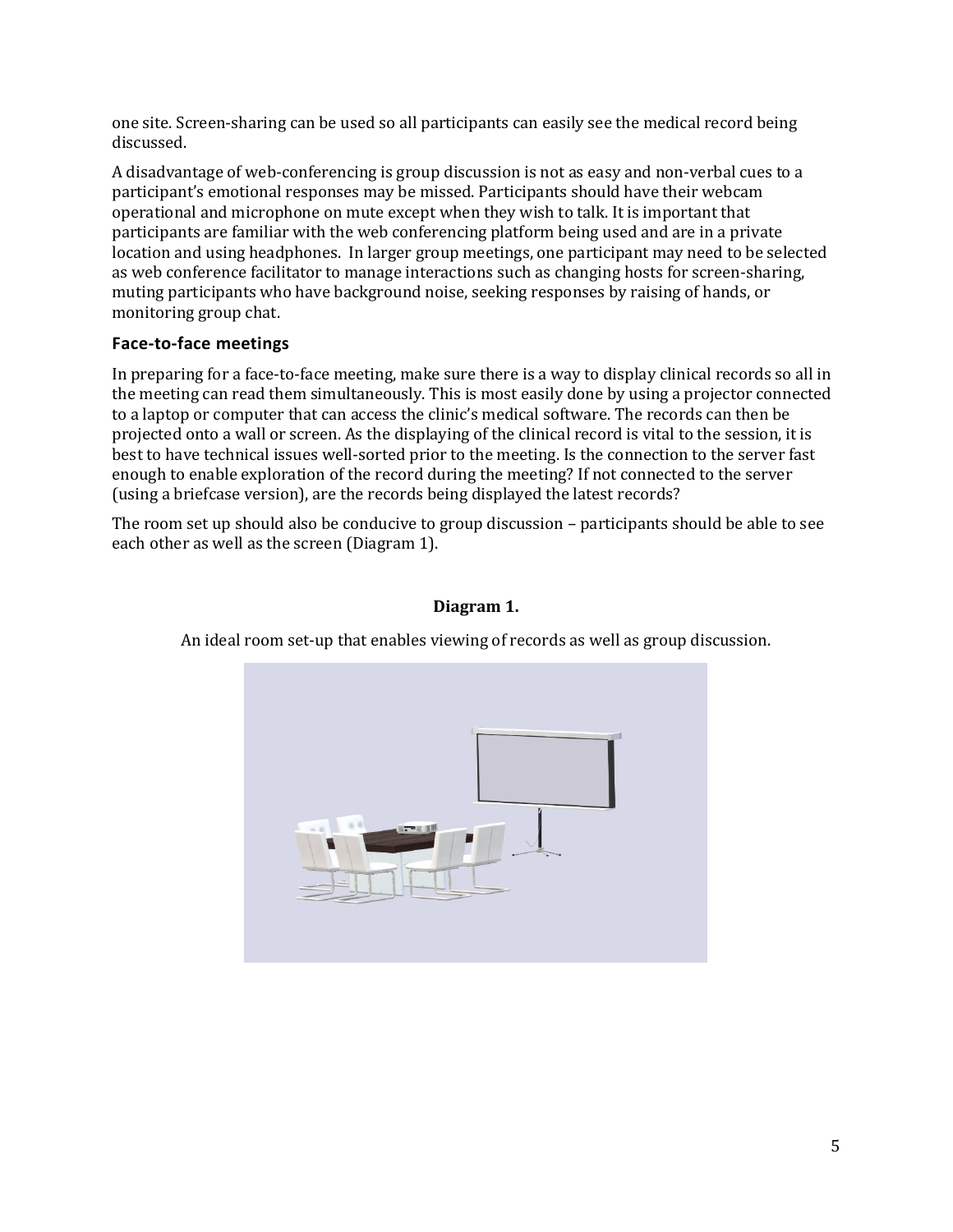one site. Screen-sharing can be used so all participants can easily see the medical record being discussed.

A disadvantage of web-conferencing is group discussion is not as easy and non-verbal cues to a participant's emotional responses may be missed. Participants should have their webcam operational and microphone on mute except when they wish to talk. It is important that participants are familiar with the web conferencing platform being used and are in a private location and using headphones. In larger group meetings, one participant may need to be selected as web conference facilitator to manage interactions such as changing hosts for screen-sharing, muting participants who have background noise, seeking responses by raising of hands, or monitoring group chat.

### Face-to-face meetings

In preparing for a face-to-face meeting, make sure there is a way to display clinical records so all in the meeting can read them simultaneously. This is most easily done by using a projector connected to a laptop or computer that can access the clinic's medical software. The records can then be projected onto a wall or screen. As the displaying of the clinical record is vital to the session, it is best to have technical issues well-sorted prior to the meeting. Is the connection to the server fast enough to enable exploration of the record during the meeting? If not connected to the server (using a briefcase version), are the records being displayed the latest records?

The room set up should also be conducive to group discussion – participants should be able to see each other as well as the screen (Diagram 1).

**Diagram 1.**

An ideal room set-up that enables viewing of records as well as group discussion.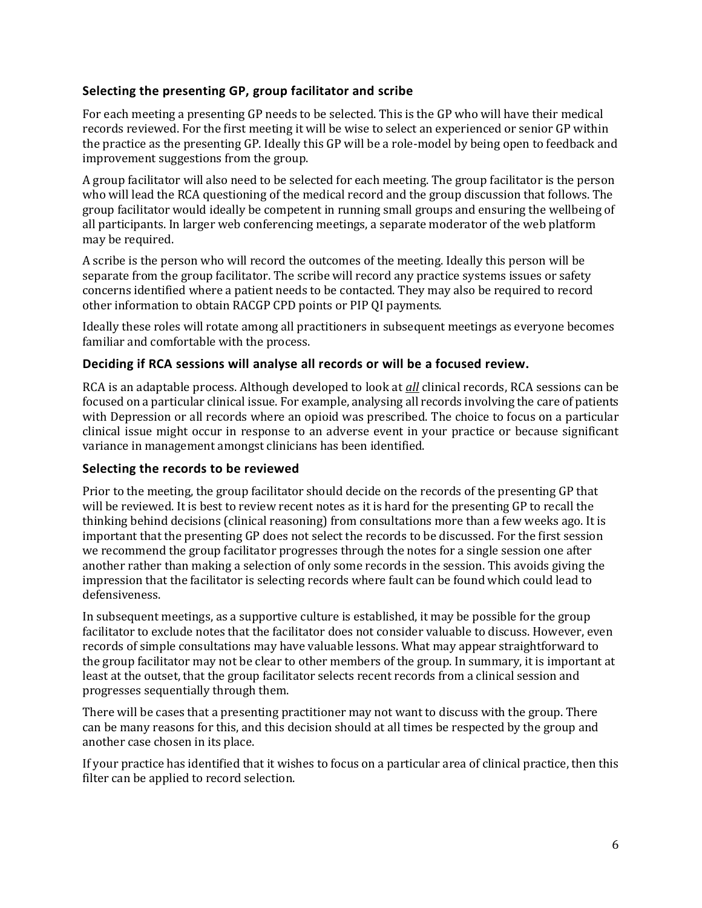### Selecting the presenting GP, group facilitator and scribe

For each meeting a presenting GP needs to be selected. This is the GP who will have their medical records reviewed. For the first meeting it will be wise to select an experienced or senior GP within the practice as the presenting GP. Ideally this GP will be a role-model by being open to feedback and improvement suggestions from the group.

A group facilitator will also need to be selected for each meeting. The group facilitator is the person who will lead the RCA questioning of the medical record and the group discussion that follows. The group facilitator would ideally be competent in running small groups and ensuring the wellbeing of all participants. In larger web conferencing meetings, a separate moderator of the web platform may be required.

A scribe is the person who will record the outcomes of the meeting. Ideally this person will be separate from the group facilitator. The scribe will record any practice systems issues or safety concerns identified where a patient needs to be contacted. They may also be required to record other information to obtain RACGP CPD points or PIP QI payments.

Ideally these roles will rotate among all practitioners in subsequent meetings as everyone becomes familiar and comfortable with the process.

### Deciding if RCA sessions will analyse all records or will be a focused review.

RCA is an adaptable process. Although developed to look at ***all*** clinical records, RCA sessions can be focused on a particular clinical issue. For example, analysing all records involving the care of patients with Depression or all records where an opioid was prescribed. The choice to focus on a particular clinical issue might occur in response to an adverse event in your practice or because significant variance in management amongst clinicians has been identified.

### Selecting the records to be reviewed

Prior to the meeting, the group facilitator should decide on the records of the presenting GP that will be reviewed. It is best to review recent notes as it is hard for the presenting GP to recall the thinking behind decisions (clinical reasoning) from consultations more than a few weeks ago. It is important that the presenting GP does not select the records to be discussed. For the first session we recommend the group facilitator progresses through the notes for a single session one after another rather than making a selection of only some records in the session. This avoids giving the impression that the facilitator is selecting records where fault can be found which could lead to defensiveness.

In subsequent meetings, as a supportive culture is established, it may be possible for the group facilitator to exclude notes that the facilitator does not consider valuable to discuss. However, even records of simple consultations may have valuable lessons. What may appear straightforward to the group facilitator may not be clear to other members of the group. In summary, it is important at least at the outset, that the group facilitator selects recent records from a clinical session and progresses sequentially through them.

There will be cases that a presenting practitioner may not want to discuss with the group. There can be many reasons for this, and this decision should at all times be respected by the group and another case chosen in its place.

If your practice has identified that it wishes to focus on a particular area of clinical practice, then this filter can be applied to record selection.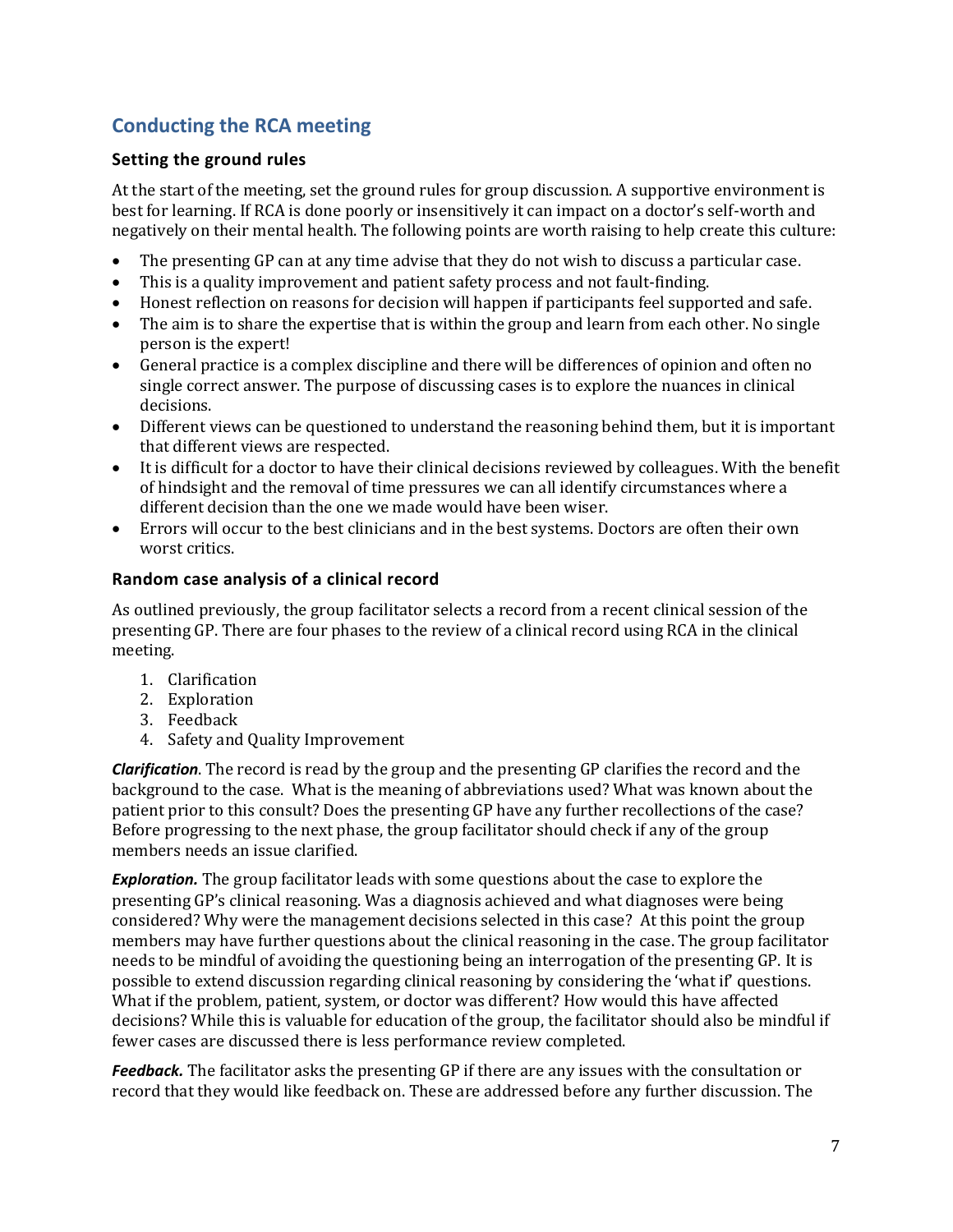## Conducting the RCA meeting

### Setting the ground rules

At the start of the meeting, set the ground rules for group discussion. A supportive environment is best for learning. If RCA is done poorly or insensitively it can impact on a doctor's self-worth and negatively on their mental health. The following points are worth raising to help create this culture:

- The presenting GP can at any time advise that they do not wish to discuss a particular case.
- This is a quality improvement and patient safety process and not fault-finding.
- Honest reflection on reasons for decision will happen if participants feel supported and safe.
- The aim is to share the expertise that is within the group and learn from each other. No single person is the expert!
- General practice is a complex discipline and there will be differences of opinion and often no single correct answer. The purpose of discussing cases is to explore the nuances in clinical decisions.
- Different views can be questioned to understand the reasoning behind them, but it is important that different views are respected.
- It is difficult for a doctor to have their clinical decisions reviewed by colleagues. With the benefit of hindsight and the removal of time pressures we can all identify circumstances where a different decision than the one we made would have been wiser.
- Errors will occur to the best clinicians and in the best systems. Doctors are often their own worst critics.

### Random case analysis of a clinical record

As outlined previously, the group facilitator selects a record from a recent clinical session of the presenting GP. There are four phases to the review of a clinical record using RCA in the clinical meeting.

1. Clarification
2. Exploration
3. Feedback
4. Safety and Quality Improvement

***Clarification***. The record is read by the group and the presenting GP clarifies the record and the background to the case. What is the meaning of abbreviations used? What was known about the patient prior to this consult? Does the presenting GP have any further recollections of the case? Before progressing to the next phase, the group facilitator should check if any of the group members needs an issue clarified.

***Exploration.*** The group facilitator leads with some questions about the case to explore the presenting GP's clinical reasoning. Was a diagnosis achieved and what diagnoses were being considered? Why were the management decisions selected in this case? At this point the group members may have further questions about the clinical reasoning in the case. The group facilitator needs to be mindful of avoiding the questioning being an interrogation of the presenting GP. It is possible to extend discussion regarding clinical reasoning by considering the 'what if' questions. What if the problem, patient, system, or doctor was different? How would this have affected decisions? While this is valuable for education of the group, the facilitator should also be mindful if fewer cases are discussed there is less performance review completed.

***Feedback.*** The facilitator asks the presenting GP if there are any issues with the consultation or record that they would like feedback on. These are addressed before any further discussion. The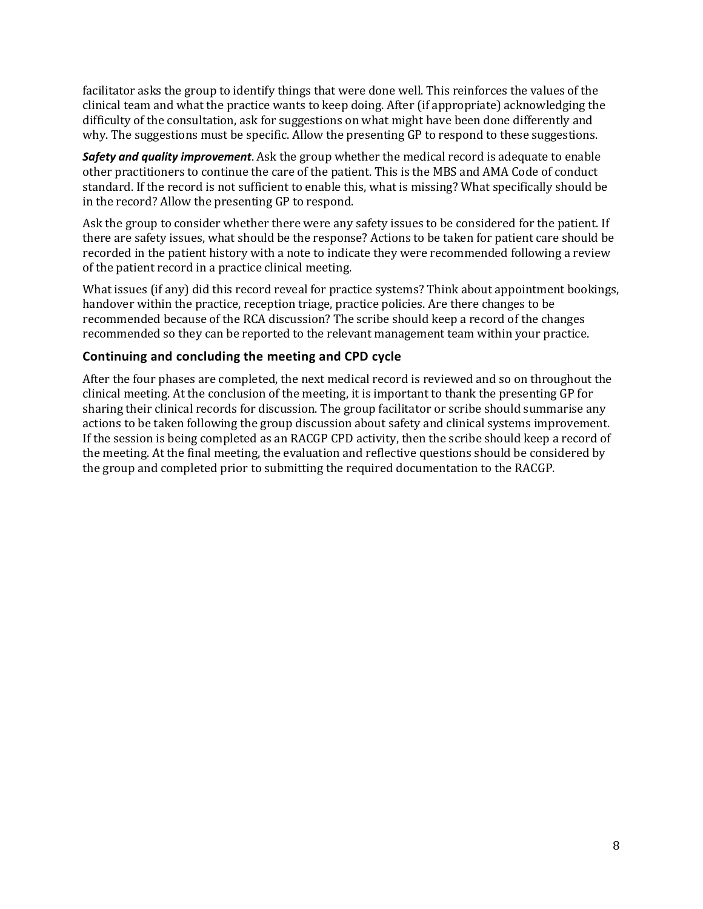facilitator asks the group to identify things that were done well. This reinforces the values of the clinical team and what the practice wants to keep doing. After (if appropriate) acknowledging the difficulty of the consultation, ask for suggestions on what might have been done differently and why. The suggestions must be specific. Allow the presenting GP to respond to these suggestions.

***Safety and quality improvement***. Ask the group whether the medical record is adequate to enable other practitioners to continue the care of the patient. This is the MBS and AMA Code of conduct standard. If the record is not sufficient to enable this, what is missing? What specifically should be in the record? Allow the presenting GP to respond.

Ask the group to consider whether there were any safety issues to be considered for the patient. If there are safety issues, what should be the response? Actions to be taken for patient care should be recorded in the patient history with a note to indicate they were recommended following a review of the patient record in a practice clinical meeting.

What issues (if any) did this record reveal for practice systems? Think about appointment bookings, handover within the practice, reception triage, practice policies. Are there changes to be recommended because of the RCA discussion? The scribe should keep a record of the changes recommended so they can be reported to the relevant management team within your practice.

### Continuing and concluding the meeting and CPD cycle

After the four phases are completed, the next medical record is reviewed and so on throughout the clinical meeting. At the conclusion of the meeting, it is important to thank the presenting GP for sharing their clinical records for discussion. The group facilitator or scribe should summarise any actions to be taken following the group discussion about safety and clinical systems improvement. If the session is being completed as an RACGP CPD activity, then the scribe should keep a record of the meeting. At the final meeting, the evaluation and reflective questions should be considered by the group and completed prior to submitting the required documentation to the RACGP.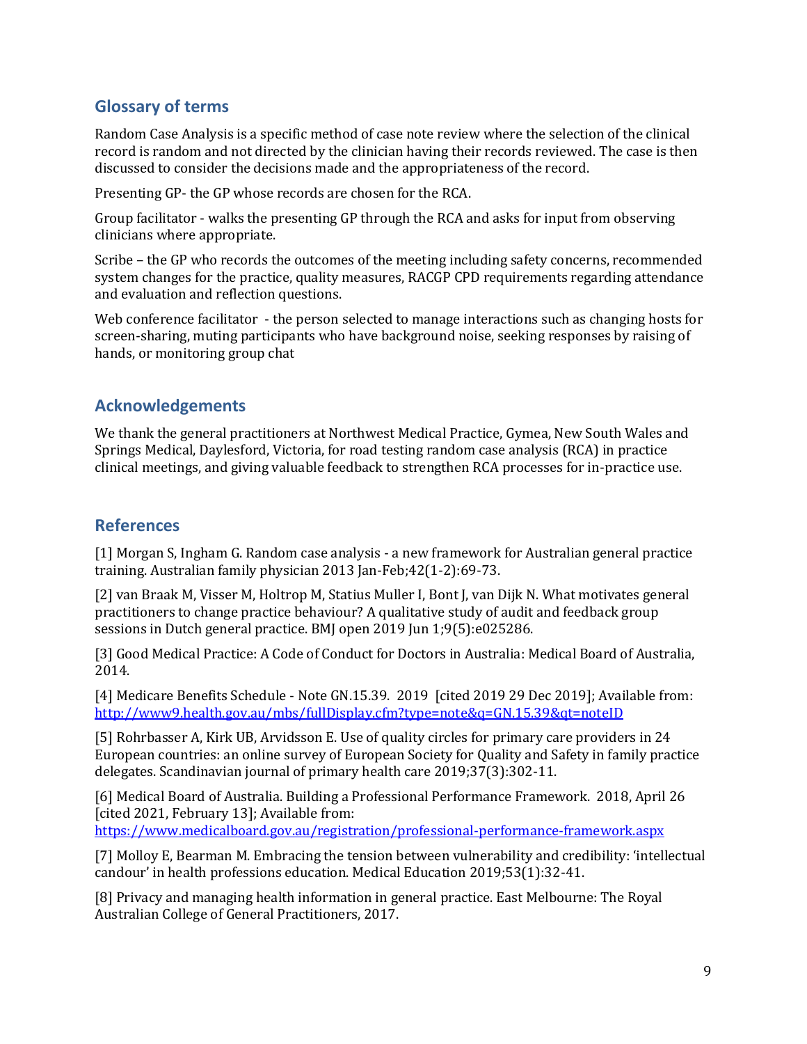## Glossary of terms

Random Case Analysis is a specific method of case note review where the selection of the clinical record is random and not directed by the clinician having their records reviewed. The case is then discussed to consider the decisions made and the appropriateness of the record.

Presenting GP- the GP whose records are chosen for the RCA.

Group facilitator - walks the presenting GP through the RCA and asks for input from observing clinicians where appropriate.

Scribe – the GP who records the outcomes of the meeting including safety concerns, recommended system changes for the practice, quality measures, RACGP CPD requirements regarding attendance and evaluation and reflection questions.

Web conference facilitator - the person selected to manage interactions such as changing hosts for screen-sharing, muting participants who have background noise, seeking responses by raising of hands, or monitoring group chat

## Acknowledgements

We thank the general practitioners at Northwest Medical Practice, Gymea, New South Wales and Springs Medical, Daylesford, Victoria, for road testing random case analysis (RCA) in practice clinical meetings, and giving valuable feedback to strengthen RCA processes for in-practice use.

## References

[1] Morgan S, Ingham G. Random case analysis - a new framework for Australian general practice training. Australian family physician 2013 Jan-Feb;42(1-2):69-73.

[2] van Braak M, Visser M, Holtrop M, Statius Muller I, Bont J, van Dijk N. What motivates general practitioners to change practice behaviour? A qualitative study of audit and feedback group sessions in Dutch general practice. BMJ open 2019 Jun 1;9(5):e025286.

[3] Good Medical Practice: A Code of Conduct for Doctors in Australia: Medical Board of Australia, 2014.

[4] Medicare Benefits Schedule - Note GN.15.39. 2019 [cited 2019 29 Dec 2019]; Available from: http://www9.health.gov.au/mbs/fullDisplay.cfm?type=note&q=GN.15.39&qt=noteID

[5] Rohrbasser A, Kirk UB, Arvidsson E. Use of quality circles for primary care providers in 24 European countries: an online survey of European Society for Quality and Safety in family practice delegates. Scandinavian journal of primary health care 2019;37(3):302-11.

[6] Medical Board of Australia. Building a Professional Performance Framework. 2018, April 26 [cited 2021, February 13]; Available from: https://www.medicalboard.gov.au/registration/professional-performance-framework.aspx

[7] Molloy E, Bearman M. Embracing the tension between vulnerability and credibility: 'intellectual candour' in health professions education. Medical Education 2019;53(1):32-41.

[8] Privacy and managing health information in general practice. East Melbourne: The Royal Australian College of General Practitioners, 2017.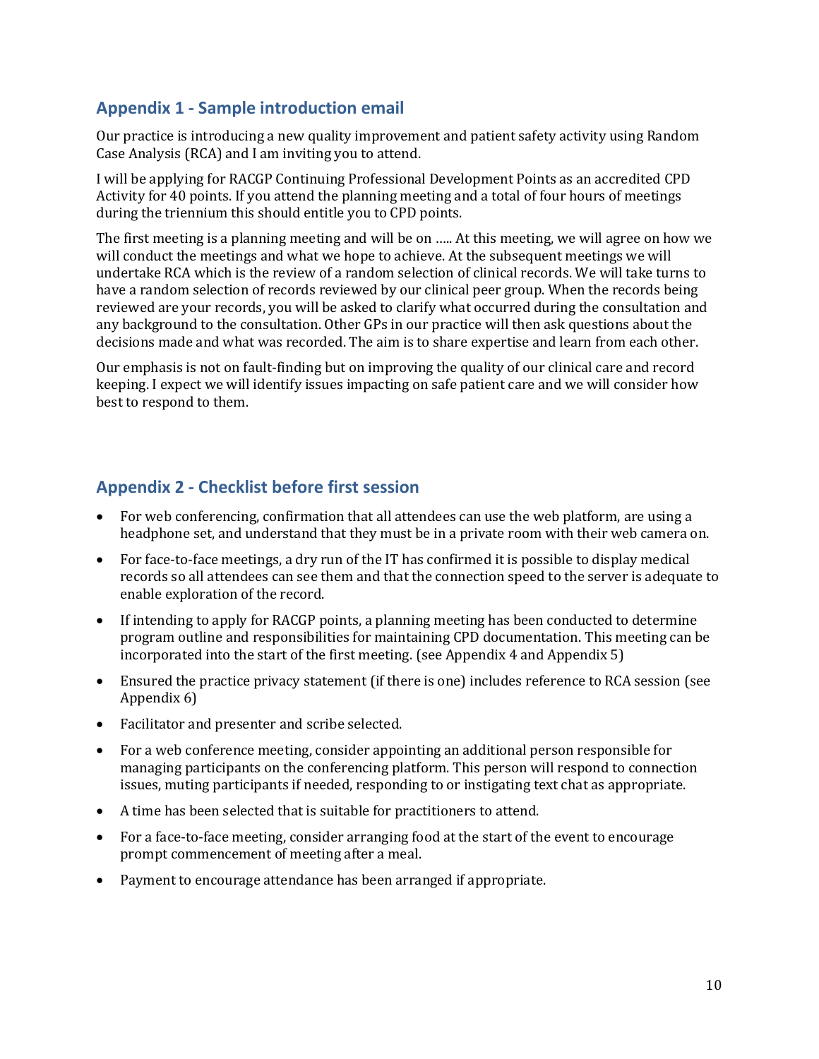## Appendix 1 - Sample introduction email

Our practice is introducing a new quality improvement and patient safety activity using Random Case Analysis (RCA) and I am inviting you to attend.

I will be applying for RACGP Continuing Professional Development Points as an accredited CPD Activity for 40 points. If you attend the planning meeting and a total of four hours of meetings during the triennium this should entitle you to CPD points.

The first meeting is a planning meeting and will be on ….. At this meeting, we will agree on how we will conduct the meetings and what we hope to achieve. At the subsequent meetings we will undertake RCA which is the review of a random selection of clinical records. We will take turns to have a random selection of records reviewed by our clinical peer group. When the records being reviewed are your records, you will be asked to clarify what occurred during the consultation and any background to the consultation. Other GPs in our practice will then ask questions about the decisions made and what was recorded. The aim is to share expertise and learn from each other.

Our emphasis is not on fault-finding but on improving the quality of our clinical care and record keeping. I expect we will identify issues impacting on safe patient care and we will consider how best to respond to them.

## Appendix 2 - Checklist before first session

- For web conferencing, confirmation that all attendees can use the web platform, are using a headphone set, and understand that they must be in a private room with their web camera on.
- For face-to-face meetings, a dry run of the IT has confirmed it is possible to display medical records so all attendees can see them and that the connection speed to the server is adequate to enable exploration of the record.
- If intending to apply for RACGP points, a planning meeting has been conducted to determine program outline and responsibilities for maintaining CPD documentation. This meeting can be incorporated into the start of the first meeting. (see Appendix 4 and Appendix 5)
- Ensured the practice privacy statement (if there is one) includes reference to RCA session (see Appendix 6)
- Facilitator and presenter and scribe selected.
- For a web conference meeting, consider appointing an additional person responsible for managing participants on the conferencing platform. This person will respond to connection issues, muting participants if needed, responding to or instigating text chat as appropriate.
- A time has been selected that is suitable for practitioners to attend.
- For a face-to-face meeting, consider arranging food at the start of the event to encourage prompt commencement of meeting after a meal.
- Payment to encourage attendance has been arranged if appropriate.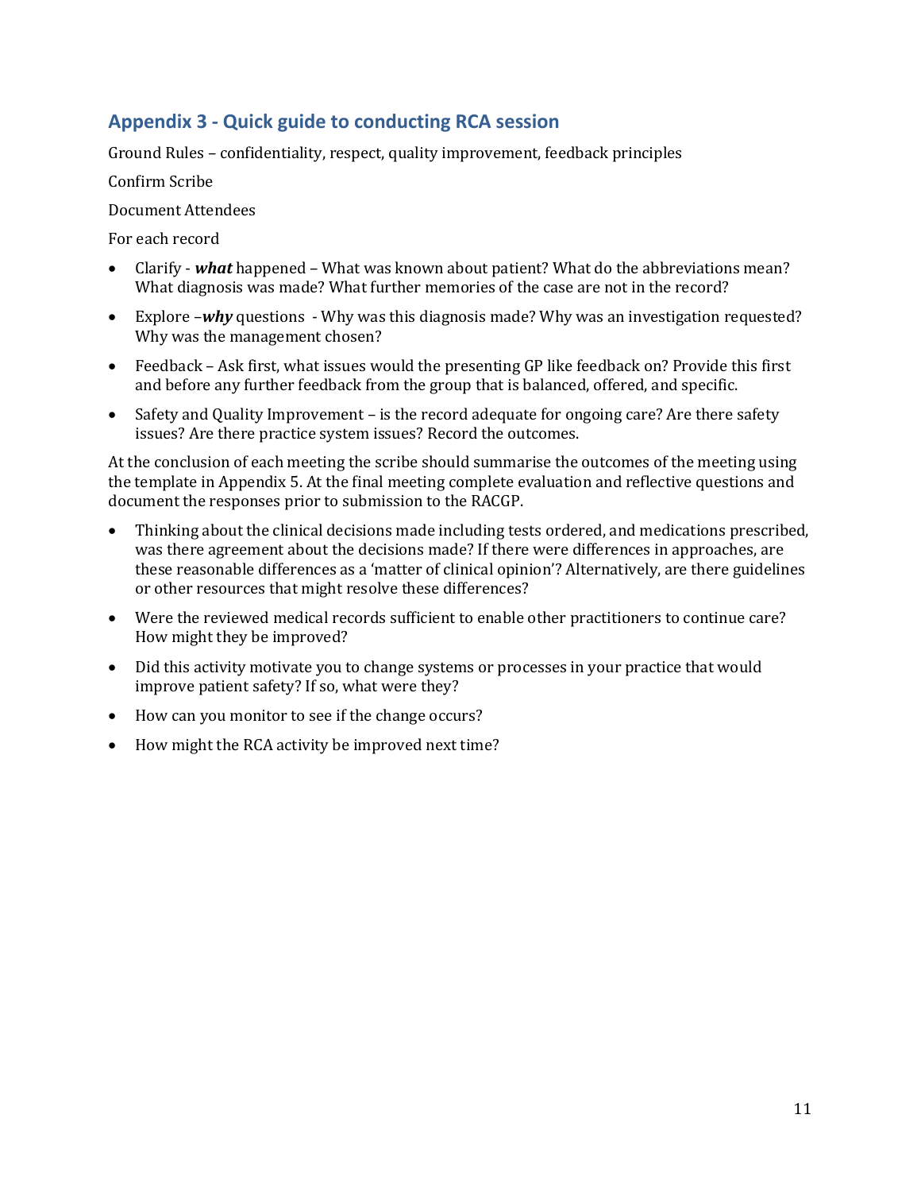## Appendix 3 - Quick guide to conducting RCA session

Ground Rules – confidentiality, respect, quality improvement, feedback principles

Confirm Scribe

Document Attendees

For each record

- Clarify - ***what*** happened – What was known about patient? What do the abbreviations mean? What diagnosis was made? What further memories of the case are not in the record?
- Explore –***why*** questions - Why was this diagnosis made? Why was an investigation requested? Why was the management chosen?
- Feedback – Ask first, what issues would the presenting GP like feedback on? Provide this first and before any further feedback from the group that is balanced, offered, and specific.
- Safety and Quality Improvement – is the record adequate for ongoing care? Are there safety issues? Are there practice system issues? Record the outcomes.

At the conclusion of each meeting the scribe should summarise the outcomes of the meeting using the template in Appendix 5. At the final meeting complete evaluation and reflective questions and document the responses prior to submission to the RACGP.

- Thinking about the clinical decisions made including tests ordered, and medications prescribed, was there agreement about the decisions made? If there were differences in approaches, are these reasonable differences as a 'matter of clinical opinion'? Alternatively, are there guidelines or other resources that might resolve these differences?
- Were the reviewed medical records sufficient to enable other practitioners to continue care? How might they be improved?
- Did this activity motivate you to change systems or processes in your practice that would improve patient safety? If so, what were they?
- How can you monitor to see if the change occurs?
- How might the RCA activity be improved next time?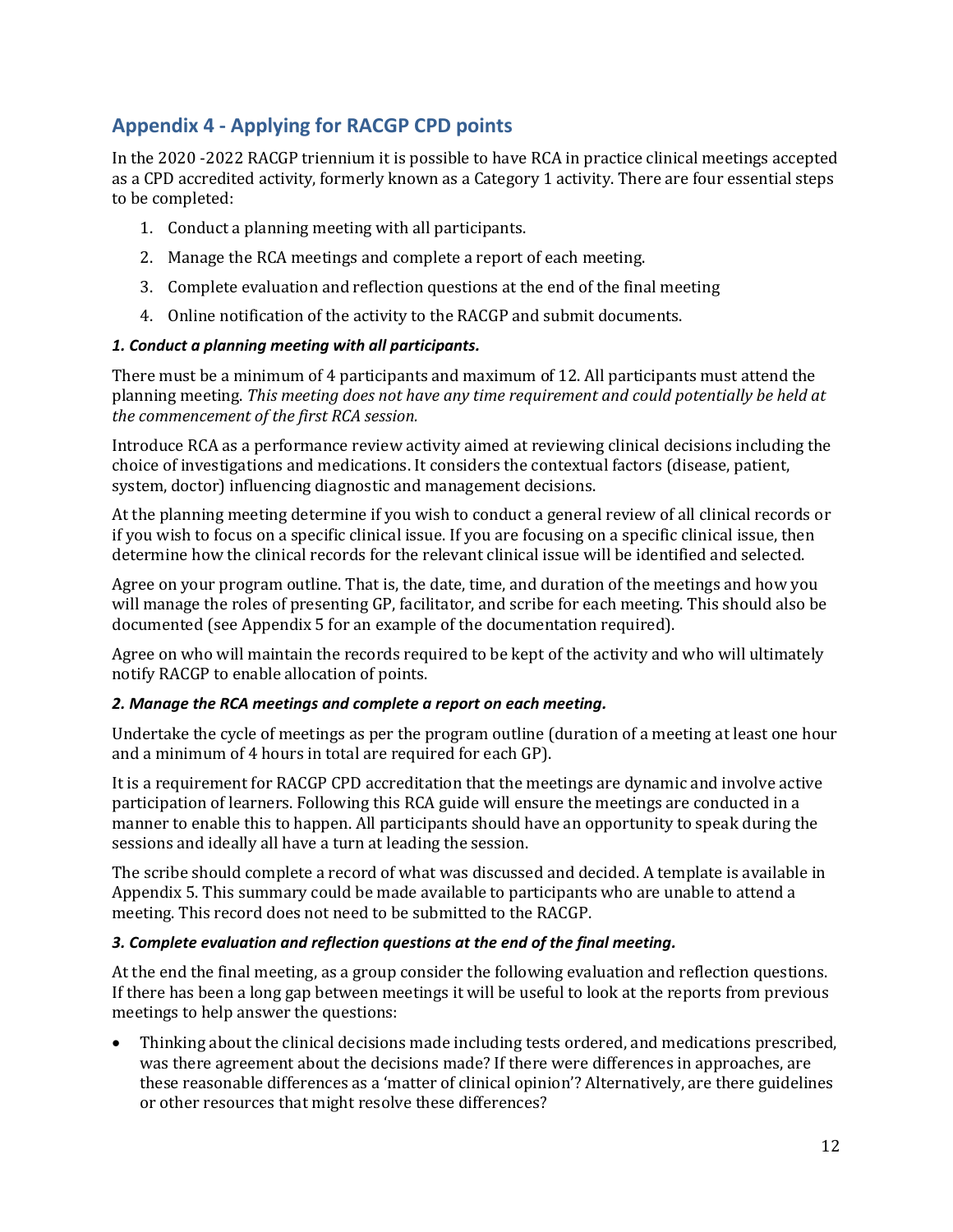## Appendix 4 - Applying for RACGP CPD points

In the 2020 -2022 RACGP triennium it is possible to have RCA in practice clinical meetings accepted as a CPD accredited activity, formerly known as a Category 1 activity. There are four essential steps to be completed:

1. Conduct a planning meeting with all participants.
2. Manage the RCA meetings and complete a report of each meeting.
3. Complete evaluation and reflection questions at the end of the final meeting
4. Online notification of the activity to the RACGP and submit documents.

***1. Conduct a planning meeting with all participants.***

There must be a minimum of 4 participants and maximum of 12. All participants must attend the planning meeting. *This meeting does not have any time requirement and could potentially be held at the commencement of the first RCA session.*

Introduce RCA as a performance review activity aimed at reviewing clinical decisions including the choice of investigations and medications. It considers the contextual factors (disease, patient, system, doctor) influencing diagnostic and management decisions.

At the planning meeting determine if you wish to conduct a general review of all clinical records or if you wish to focus on a specific clinical issue. If you are focusing on a specific clinical issue, then determine how the clinical records for the relevant clinical issue will be identified and selected.

Agree on your program outline. That is, the date, time, and duration of the meetings and how you will manage the roles of presenting GP, facilitator, and scribe for each meeting. This should also be documented (see Appendix 5 for an example of the documentation required).

Agree on who will maintain the records required to be kept of the activity and who will ultimately notify RACGP to enable allocation of points.

***2. Manage the RCA meetings and complete a report on each meeting.***

Undertake the cycle of meetings as per the program outline (duration of a meeting at least one hour and a minimum of 4 hours in total are required for each GP).

It is a requirement for RACGP CPD accreditation that the meetings are dynamic and involve active participation of learners. Following this RCA guide will ensure the meetings are conducted in a manner to enable this to happen. All participants should have an opportunity to speak during the sessions and ideally all have a turn at leading the session.

The scribe should complete a record of what was discussed and decided. A template is available in Appendix 5. This summary could be made available to participants who are unable to attend a meeting. This record does not need to be submitted to the RACGP.

***3. Complete evaluation and reflection questions at the end of the final meeting.***

At the end the final meeting, as a group consider the following evaluation and reflection questions. If there has been a long gap between meetings it will be useful to look at the reports from previous meetings to help answer the questions:

- Thinking about the clinical decisions made including tests ordered, and medications prescribed, was there agreement about the decisions made? If there were differences in approaches, are these reasonable differences as a 'matter of clinical opinion'? Alternatively, are there guidelines or other resources that might resolve these differences?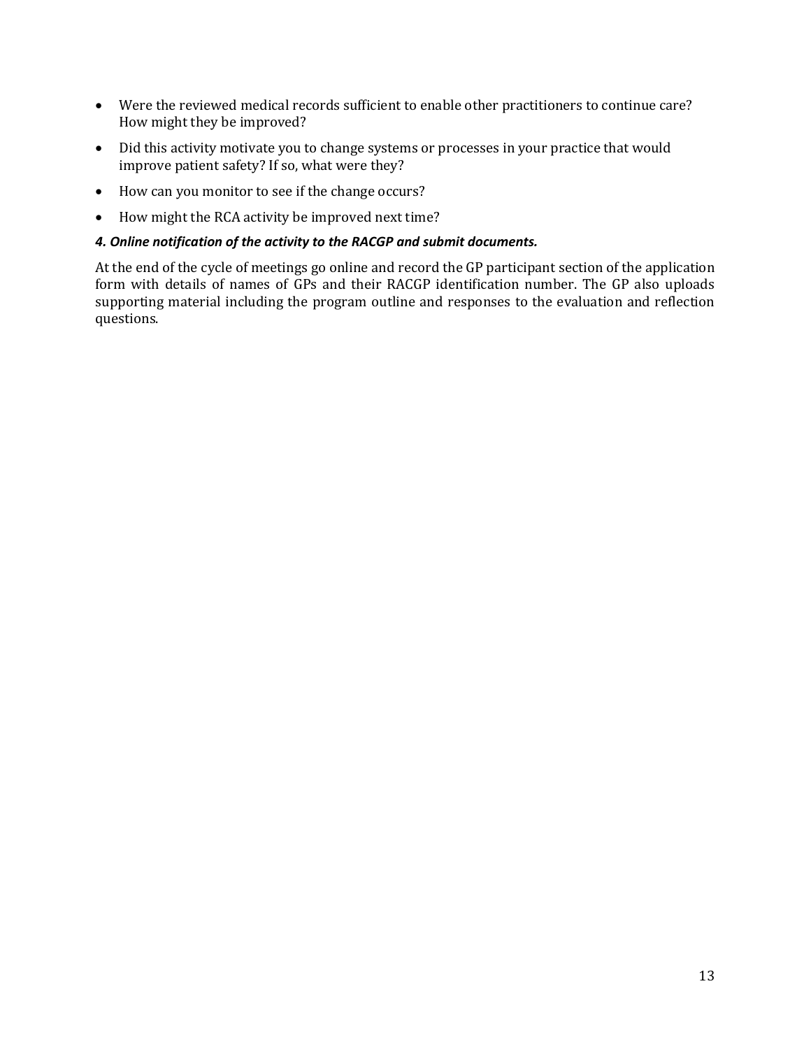- Were the reviewed medical records sufficient to enable other practitioners to continue care? How might they be improved?
- Did this activity motivate you to change systems or processes in your practice that would improve patient safety? If so, what were they?
- How can you monitor to see if the change occurs?
- How might the RCA activity be improved next time?

***4. Online notification of the activity to the RACGP and submit documents.***

At the end of the cycle of meetings go online and record the GP participant section of the application form with details of names of GPs and their RACGP identification number. The GP also uploads supporting material including the program outline and responses to the evaluation and reflection questions.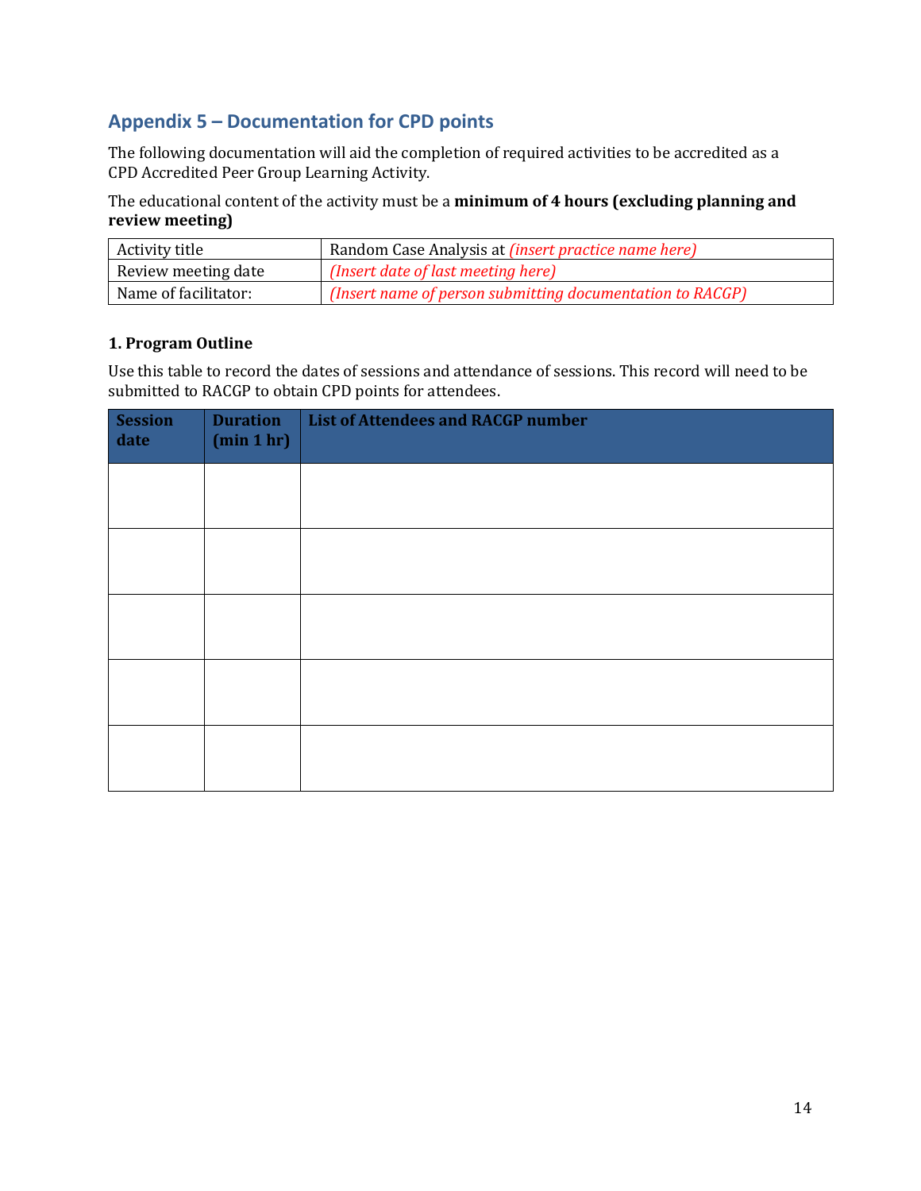## Appendix 5 – Documentation for CPD points

The following documentation will aid the completion of required activities to be accredited as a CPD Accredited Peer Group Learning Activity.

The educational content of the activity must be a **minimum of 4 hours (excluding planning and review meeting)**

| | |
|---|---|
| Activity title | Random Case Analysis at *(insert practice name here)* |
| Review meeting date | *(Insert date of last meeting here)* |
| Name of facilitator: | *(Insert name of person submitting documentation to RACGP)* |

**1. Program Outline**

Use this table to record the dates of sessions and attendance of sessions. This record will need to be submitted to RACGP to obtain CPD points for attendees.

| Session date | Duration (min 1 hr) | List of Attendees and RACGP number |
|---|---|---|
| | | |
| | | |
| | | |
| | | |
| | | |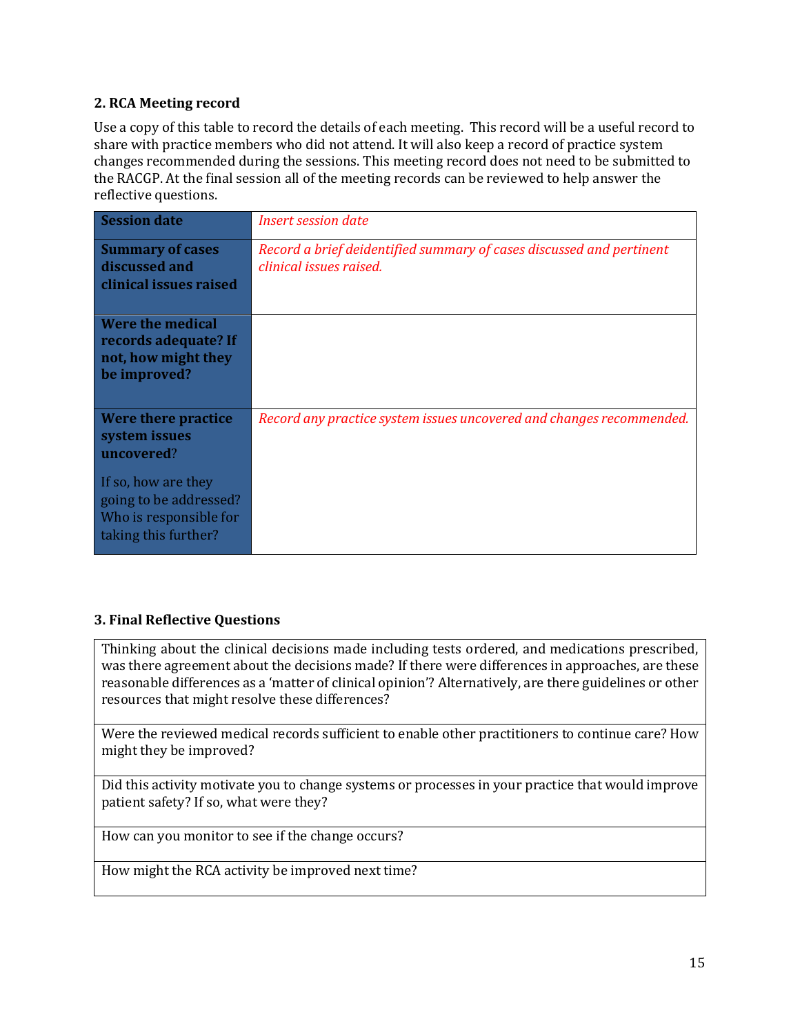### 2. RCA Meeting record

Use a copy of this table to record the details of each meeting. This record will be a useful record to share with practice members who did not attend. It will also keep a record of practice system changes recommended during the sessions. This meeting record does not need to be submitted to the RACGP. At the final session all of the meeting records can be reviewed to help answer the reflective questions.

| | |
|---|---|
| **Session date** | *Insert session date* |
| **Summary of cases discussed and clinical issues raised** | *Record a brief deidentified summary of cases discussed and pertinent clinical issues raised.* |
| **Were the medical records adequate? If not, how might they be improved?** | |
| **Were there practice system issues uncovered**? If so, how are they going to be addressed? Who is responsible for taking this further? | *Record any practice system issues uncovered and changes recommended.* |

### 3. Final Reflective Questions

| |
|---|
| Thinking about the clinical decisions made including tests ordered, and medications prescribed, was there agreement about the decisions made? If there were differences in approaches, are these reasonable differences as a 'matter of clinical opinion'? Alternatively, are there guidelines or other resources that might resolve these differences? |
| Were the reviewed medical records sufficient to enable other practitioners to continue care? How might they be improved? |
| Did this activity motivate you to change systems or processes in your practice that would improve patient safety? If so, what were they? |
| How can you monitor to see if the change occurs? |
| How might the RCA activity be improved next time? |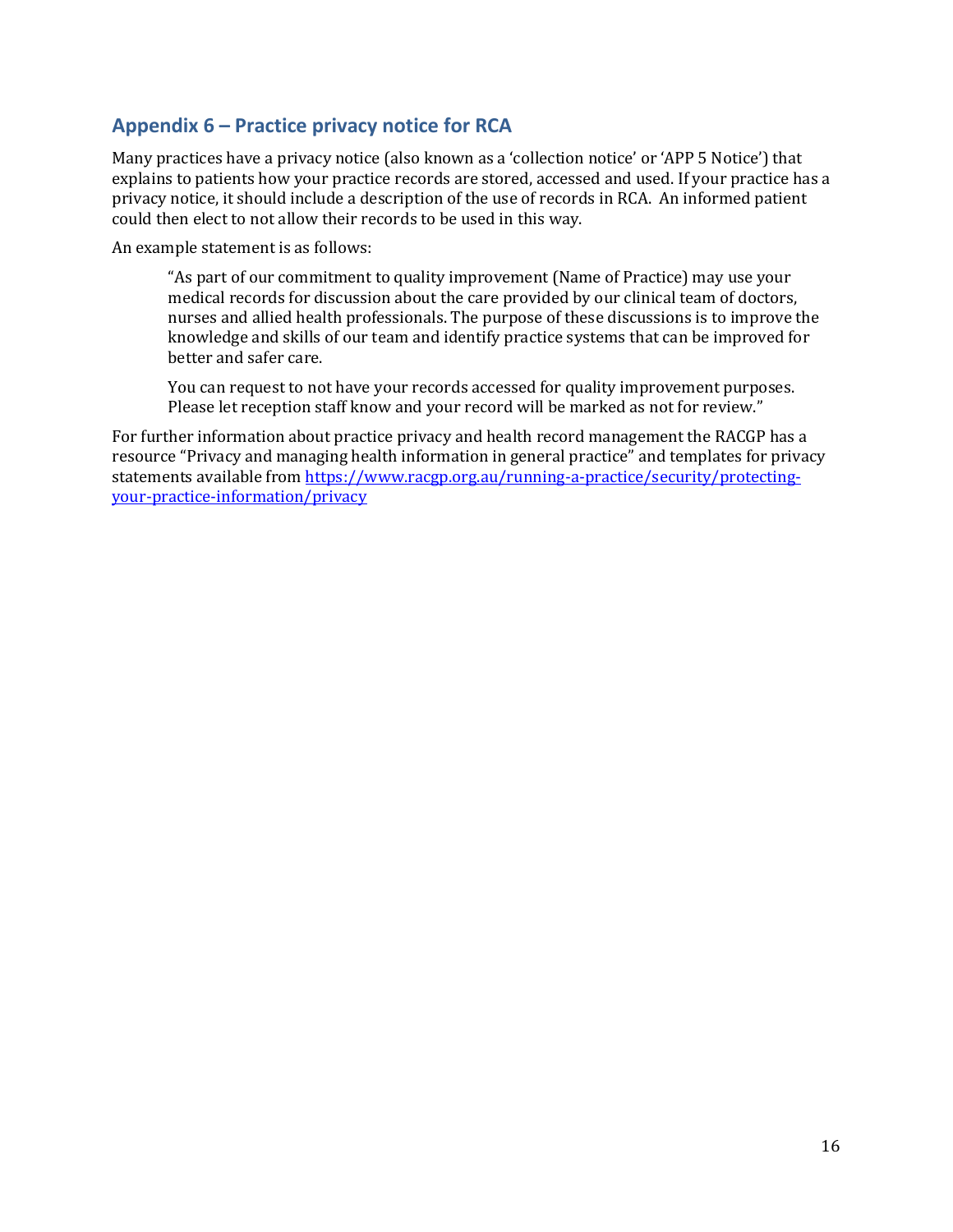## Appendix 6 – Practice privacy notice for RCA

Many practices have a privacy notice (also known as a 'collection notice' or 'APP 5 Notice') that explains to patients how your practice records are stored, accessed and used. If your practice has a privacy notice, it should include a description of the use of records in RCA. An informed patient could then elect to not allow their records to be used in this way.

An example statement is as follows:

> "As part of our commitment to quality improvement (Name of Practice) may use your medical records for discussion about the care provided by our clinical team of doctors, nurses and allied health professionals. The purpose of these discussions is to improve the knowledge and skills of our team and identify practice systems that can be improved for better and safer care.
>
> You can request to not have your records accessed for quality improvement purposes. Please let reception staff know and your record will be marked as not for review."

For further information about practice privacy and health record management the RACGP has a resource "Privacy and managing health information in general practice" and templates for privacy statements available from https://www.racgp.org.au/running-a-practice/security/protecting-your-practice-information/privacy